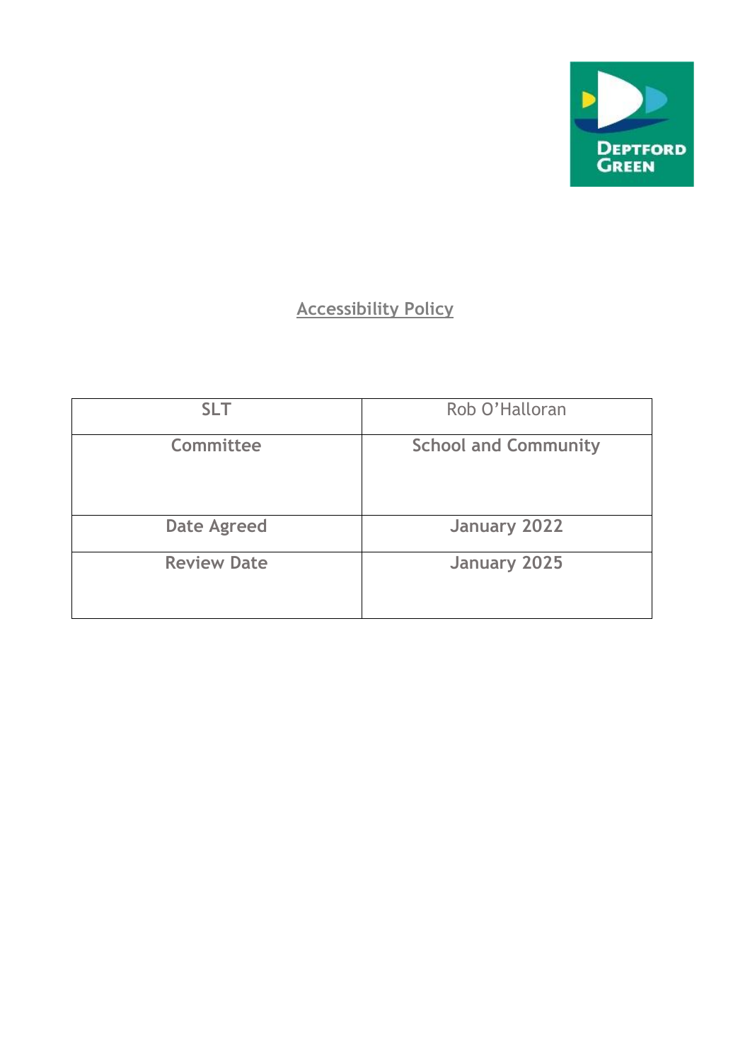# Accessibility Policy

| SLT | Rob O'Halloran |
|---|---|
| **Committee** | **School and Community** |
| **Date Agreed** | **January 2022** |
| **Review Date** | **January 2025** |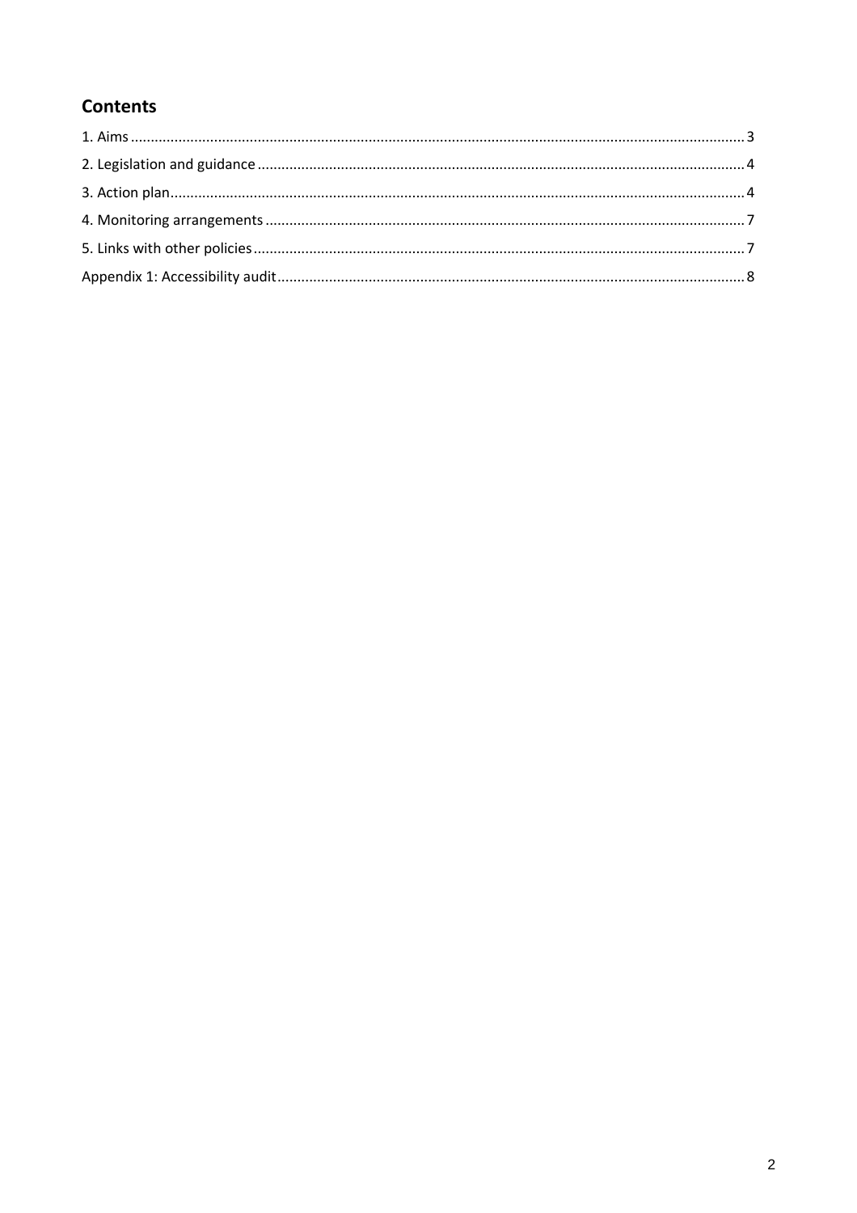## Contents

1. Aims ........................................................................................................................................ 3

2. Legislation and guidance ......................................................................................................... 4

3. Action plan.............................................................................................................................. 4

4. Monitoring arrangements ....................................................................................................... 7

5. Links with other policies .......................................................................................................... 7

Appendix 1: Accessibility audit..................................................................................................... 8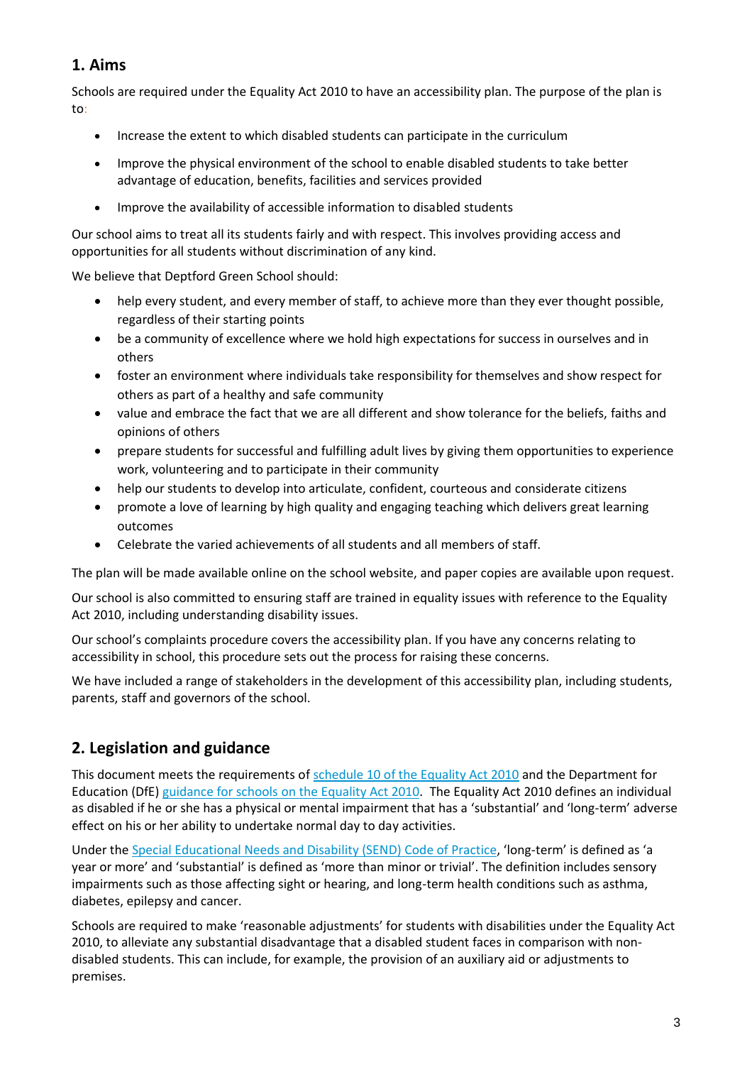## 1. Aims

Schools are required under the Equality Act 2010 to have an accessibility plan. The purpose of the plan is to:

- Increase the extent to which disabled students can participate in the curriculum
- Improve the physical environment of the school to enable disabled students to take better advantage of education, benefits, facilities and services provided
- Improve the availability of accessible information to disabled students

Our school aims to treat all its students fairly and with respect. This involves providing access and opportunities for all students without discrimination of any kind.

We believe that Deptford Green School should:

- help every student, and every member of staff, to achieve more than they ever thought possible, regardless of their starting points
- be a community of excellence where we hold high expectations for success in ourselves and in others
- foster an environment where individuals take responsibility for themselves and show respect for others as part of a healthy and safe community
- value and embrace the fact that we are all different and show tolerance for the beliefs, faiths and opinions of others
- prepare students for successful and fulfilling adult lives by giving them opportunities to experience work, volunteering and to participate in their community
- help our students to develop into articulate, confident, courteous and considerate citizens
- promote a love of learning by high quality and engaging teaching which delivers great learning outcomes
- Celebrate the varied achievements of all students and all members of staff.

The plan will be made available online on the school website, and paper copies are available upon request.

Our school is also committed to ensuring staff are trained in equality issues with reference to the Equality Act 2010, including understanding disability issues.

Our school's complaints procedure covers the accessibility plan. If you have any concerns relating to accessibility in school, this procedure sets out the process for raising these concerns.

We have included a range of stakeholders in the development of this accessibility plan, including students, parents, staff and governors of the school.

## 2. Legislation and guidance

This document meets the requirements of schedule 10 of the Equality Act 2010 and the Department for Education (DfE) guidance for schools on the Equality Act 2010. The Equality Act 2010 defines an individual as disabled if he or she has a physical or mental impairment that has a 'substantial' and 'long-term' adverse effect on his or her ability to undertake normal day to day activities.

Under the Special Educational Needs and Disability (SEND) Code of Practice, 'long-term' is defined as 'a year or more' and 'substantial' is defined as 'more than minor or trivial'. The definition includes sensory impairments such as those affecting sight or hearing, and long-term health conditions such as asthma, diabetes, epilepsy and cancer.

Schools are required to make 'reasonable adjustments' for students with disabilities under the Equality Act 2010, to alleviate any substantial disadvantage that a disabled student faces in comparison with non-disabled students. This can include, for example, the provision of an auxiliary aid or adjustments to premises.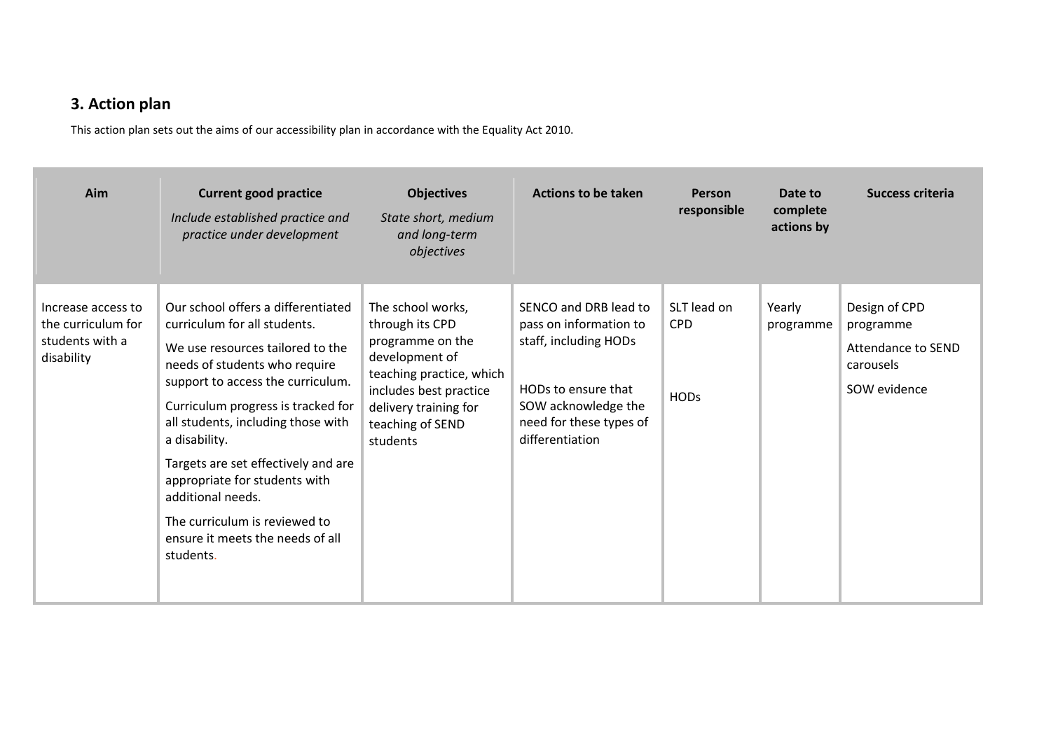## 3. Action plan

This action plan sets out the aims of our accessibility plan in accordance with the Equality Act 2010.

| Aim | Current good practice<br>*Include established practice and practice under development* | Objectives<br>*State short, medium and long-term objectives* | Actions to be taken | Person responsible | Date to complete actions by | Success criteria |
|---|---|---|---|---|---|---|
| Increase access to the curriculum for students with a disability | Our school offers a differentiated curriculum for all students.<br><br>We use resources tailored to the needs of students who require support to access the curriculum.<br><br>Curriculum progress is tracked for all students, including those with a disability.<br><br>Targets are set effectively and are appropriate for students with additional needs.<br><br>The curriculum is reviewed to ensure it meets the needs of all students. | The school works, through its CPD programme on the development of teaching practice, which includes best practice delivery training for teaching of SEND students | SENCO and DRB lead to pass on information to staff, including HODs<br><br>HODs to ensure that SOW acknowledge the need for these types of differentiation | SLT lead on CPD<br><br>HODs | Yearly programme | Design of CPD programme<br><br>Attendance to SEND carousels<br><br>SOW evidence |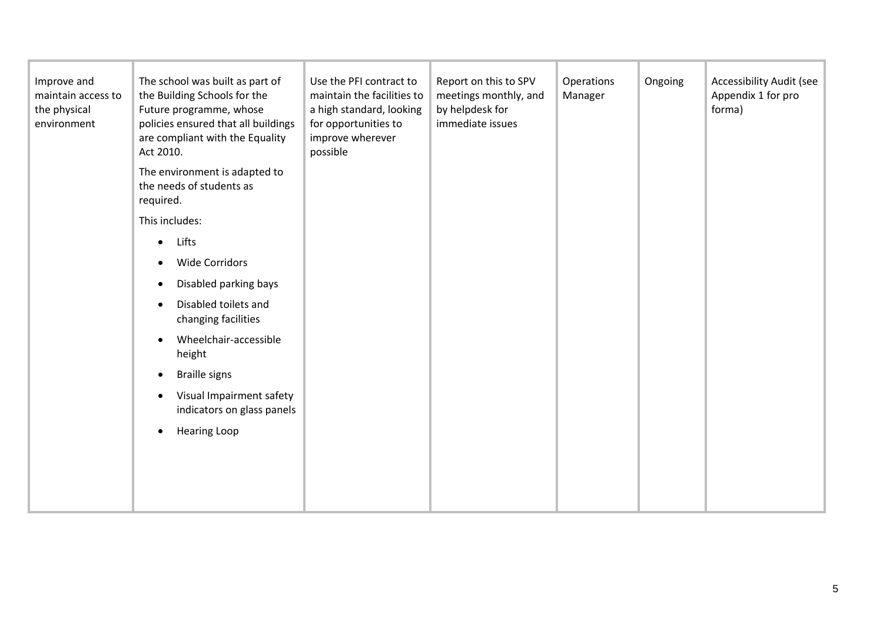| | | | | | | |
|---|---|---|---|---|---|---|
| Improve and maintain access to the physical environment | The school was built as part of the Building Schools for the Future programme, whose policies ensured that all buildings are compliant with the Equality Act 2010.<br><br>The environment is adapted to the needs of students as required.<br><br>This includes:<br><br>• Lifts<br>• Wide Corridors<br>• Disabled parking bays<br>• Disabled toilets and changing facilities<br>• Wheelchair-accessible height<br>• Braille signs<br>• Visual Impairment safety indicators on glass panels<br>• Hearing Loop | Use the PFI contract to maintain the facilities to a high standard, looking for opportunities to improve wherever possible | Report on this to SPV meetings monthly, and by helpdesk for immediate issues | Operations Manager | Ongoing | Accessibility Audit (see Appendix 1 for pro forma) |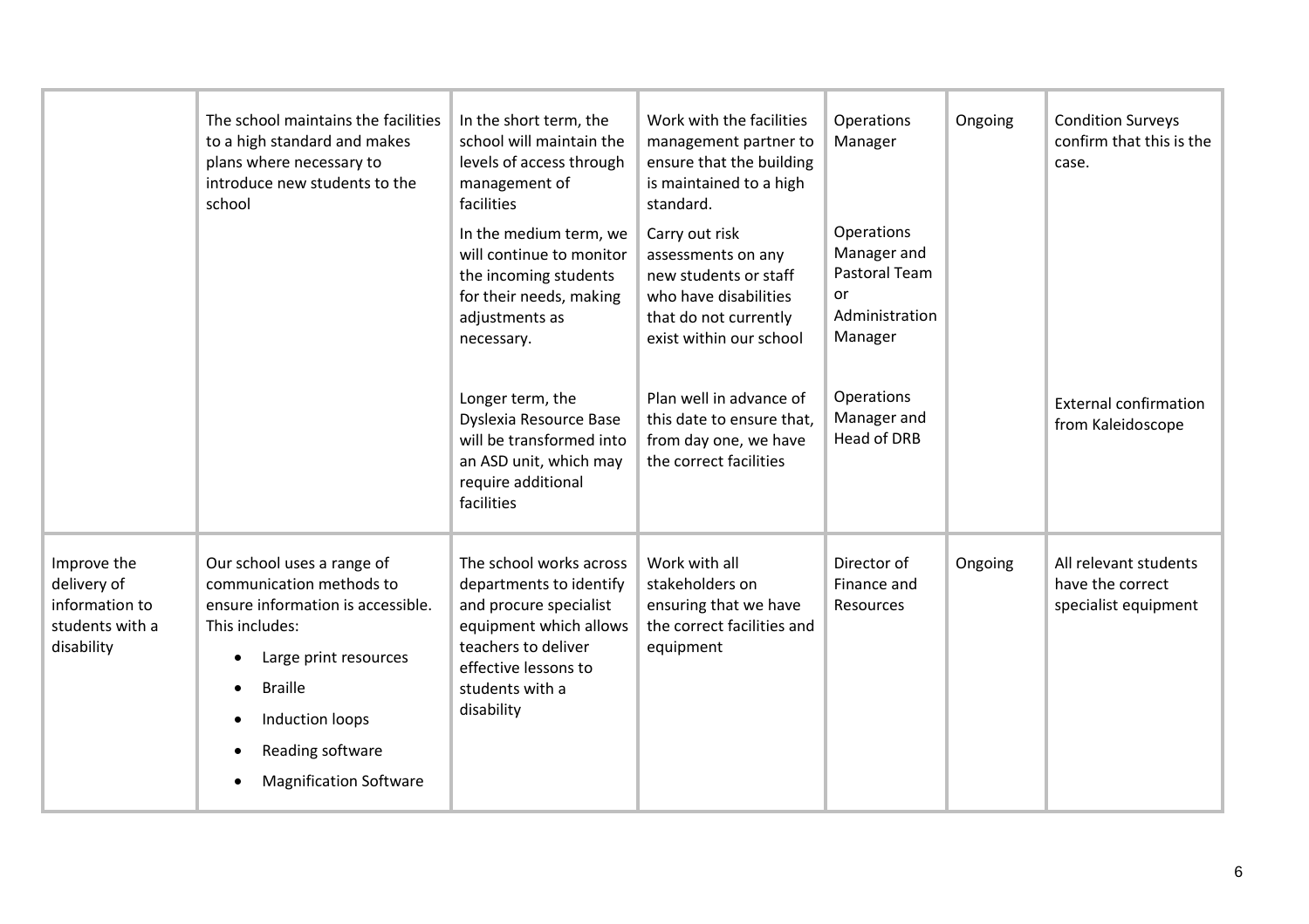| | | | | | | |
|---|---|---|---|---|---|---|
| | The school maintains the facilities to a high standard and makes plans where necessary to introduce new students to the school | In the short term, the school will maintain the levels of access through management of facilities | Work with the facilities management partner to ensure that the building is maintained to a high standard. | Operations Manager | Ongoing | Condition Surveys confirm that this is the case. |
| | | In the medium term, we will continue to monitor the incoming students for their needs, making adjustments as necessary. | Carry out risk assessments on any new students or staff who have disabilities that do not currently exist within our school | Operations Manager and Pastoral Team or Administration Manager | | |
| | | Longer term, the Dyslexia Resource Base will be transformed into an ASD unit, which may require additional facilities | Plan well in advance of this date to ensure that, from day one, we have the correct facilities | Operations Manager and Head of DRB | | External confirmation from Kaleidoscope |
| Improve the delivery of information to students with a disability | Our school uses a range of communication methods to ensure information is accessible. This includes:<br>• Large print resources<br>• Braille<br>• Induction loops<br>• Reading software<br>• Magnification Software | The school works across departments to identify and procure specialist equipment which allows teachers to deliver effective lessons to students with a disability | Work with all stakeholders on ensuring that we have the correct facilities and equipment | Director of Finance and Resources | Ongoing | All relevant students have the correct specialist equipment |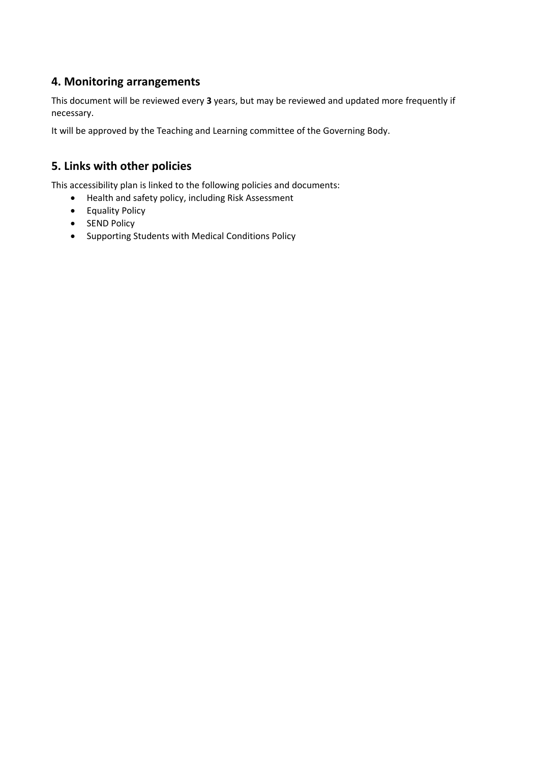## 4. Monitoring arrangements

This document will be reviewed every **3** years, but may be reviewed and updated more frequently if necessary.

It will be approved by the Teaching and Learning committee of the Governing Body.

## 5. Links with other policies

This accessibility plan is linked to the following policies and documents:

- Health and safety policy, including Risk Assessment
- Equality Policy
- SEND Policy
- Supporting Students with Medical Conditions Policy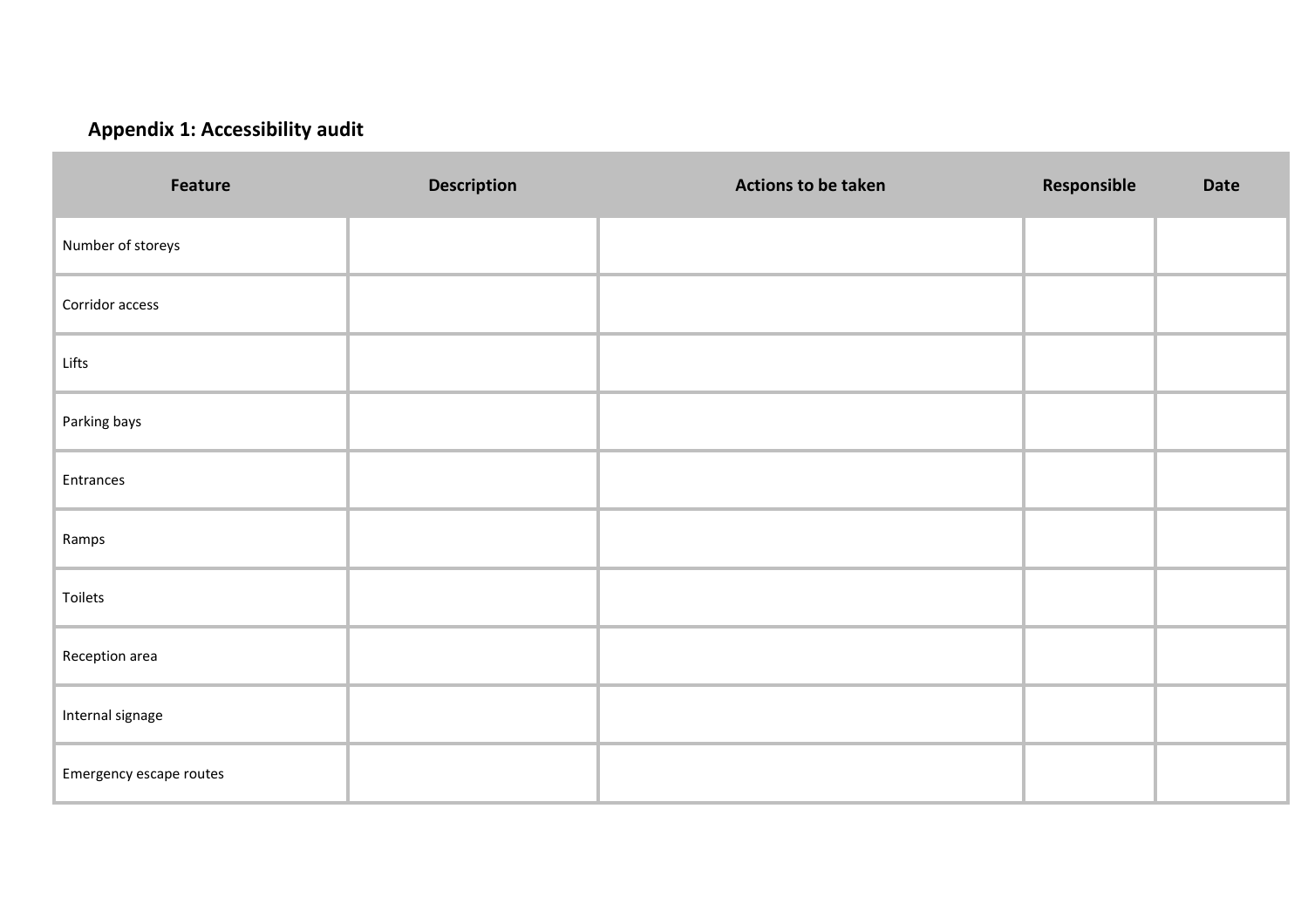## Appendix 1: Accessibility audit

| Feature | Description | Actions to be taken | Responsible | Date |
|---|---|---|---|---|
| Number of storeys | | | | |
| Corridor access | | | | |
| Lifts | | | | |
| Parking bays | | | | |
| Entrances | | | | |
| Ramps | | | | |
| Toilets | | | | |
| Reception area | | | | |
| Internal signage | | | | |
| Emergency escape routes | | | | |